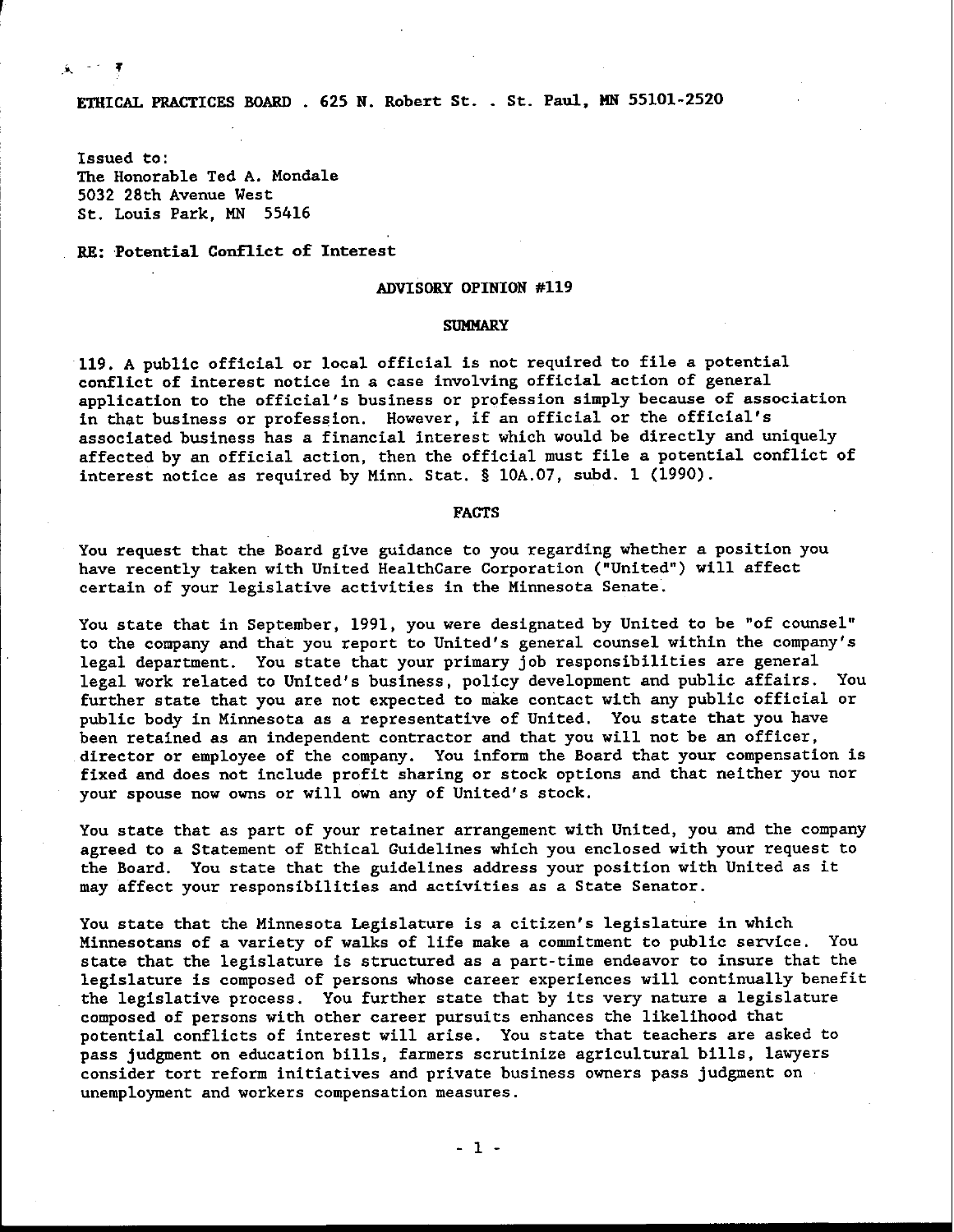ETHICAL PRACTICES BOARD . 625 N. Robert St. . St. Paul, MN 55101-2520

Issued to:
The Honorable Ted A. Mondale
5032 28th Avenue West
St. Louis Park, MN 55416

**RE: Potential Conflict of Interest**

## ADVISORY OPINION #119

### SUMMARY

119. A public official or local official is not required to file a potential conflict of interest notice in a case involving official action of general application to the official's business or profession simply because of association in that business or profession. However, if an official or the official's associated business has a financial interest which would be directly and uniquely affected by an official action, then the official must file a potential conflict of interest notice as required by Minn. Stat. § 10A.07, subd. 1 (1990).

### FACTS

You request that the Board give guidance to you regarding whether a position you have recently taken with United HealthCare Corporation ("United") will affect certain of your legislative activities in the Minnesota Senate.

You state that in September, 1991, you were designated by United to be "of counsel" to the company and that you report to United's general counsel within the company's legal department. You state that your primary job responsibilities are general legal work related to United's business, policy development and public affairs. You further state that you are not expected to make contact with any public official or public body in Minnesota as a representative of United. You state that you have been retained as an independent contractor and that you will not be an officer, director or employee of the company. You inform the Board that your compensation is fixed and does not include profit sharing or stock options and that neither you nor your spouse now owns or will own any of United's stock.

You state that as part of your retainer arrangement with United, you and the company agreed to a Statement of Ethical Guidelines which you enclosed with your request to the Board. You state that the guidelines address your position with United as it may affect your responsibilities and activities as a State Senator.

You state that the Minnesota Legislature is a citizen's legislature in which Minnesotans of a variety of walks of life make a commitment to public service. You state that the legislature is structured as a part-time endeavor to insure that the legislature is composed of persons whose career experiences will continually benefit the legislative process. You further state that by its very nature a legislature composed of persons with other career pursuits enhances the likelihood that potential conflicts of interest will arise. You state that teachers are asked to pass judgment on education bills, farmers scrutinize agricultural bills, lawyers consider tort reform initiatives and private business owners pass judgment on unemployment and workers compensation measures.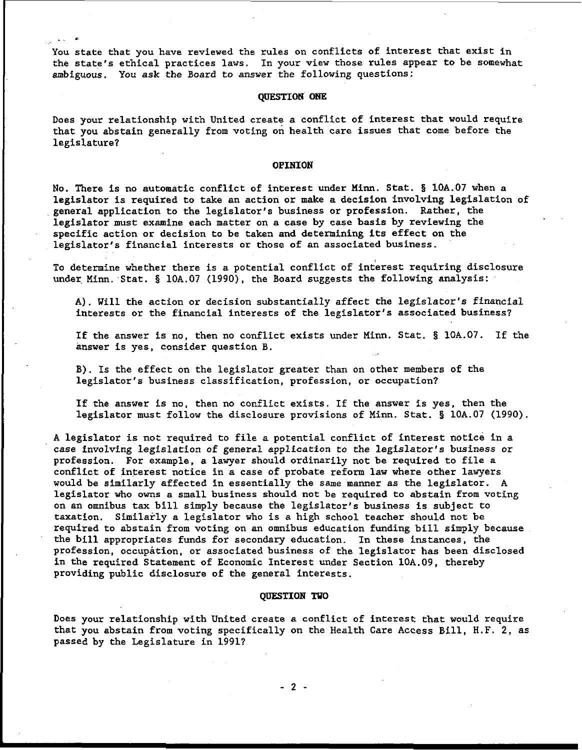You state that you have reviewed the rules on conflicts of interest that exist in the state's ethical practices laws. In your view those rules appear to be somewhat ambiguous. You ask the Board to answer the following questions:

## QUESTION ONE

Does your relationship with United create a conflict of interest that would require that you abstain generally from voting on health care issues that come before the legislature?

## OPINION

No. There is no automatic conflict of interest under Minn. Stat. § 10A.07 when a legislator is required to take an action or make a decision involving legislation of general application to the legislator's business or profession. Rather, the legislator must examine each matter on a case by case basis by reviewing the specific action or decision to be taken and determining its effect on the legislator's financial interests or those of an associated business.

To determine whether there is a potential conflict of interest requiring disclosure under Minn. Stat. § 10A.07 (1990), the Board suggests the following analysis:

A). Will the action or decision substantially affect the legislator's financial interests or the financial interests of the legislator's associated business?

If the answer is no, then no conflict exists under Minn. Stat. § 10A.07. If the answer is yes, consider question B.

B). Is the effect on the legislator greater than on other members of the legislator's business classification, profession, or occupation?

If the answer is no, then no conflict exists. If the answer is yes, then the legislator must follow the disclosure provisions of Minn. Stat. § 10A.07 (1990).

A legislator is not required to file a potential conflict of interest notice in a case involving legislation of general application to the legislator's business or profession. For example, a lawyer should ordinarily not be required to file a conflict of interest notice in a case of probate reform law where other lawyers would be similarly affected in essentially the same manner as the legislator. A legislator who owns a small business should not be required to abstain from voting on an omnibus tax bill simply because the legislator's business is subject to taxation. Similarly a legislator who is a high school teacher should not be required to abstain from voting on an omnibus education funding bill simply because the bill appropriates funds for secondary education. In these instances, the profession, occupation, or associated business of the legislator has been disclosed in the required Statement of Economic Interest under Section 10A.09, thereby providing public disclosure of the general interests.

## QUESTION TWO

Does your relationship with United create a conflict of interest that would require that you abstain from voting specifically on the Health Care Access Bill, H.F. 2, as passed by the Legislature in 1991?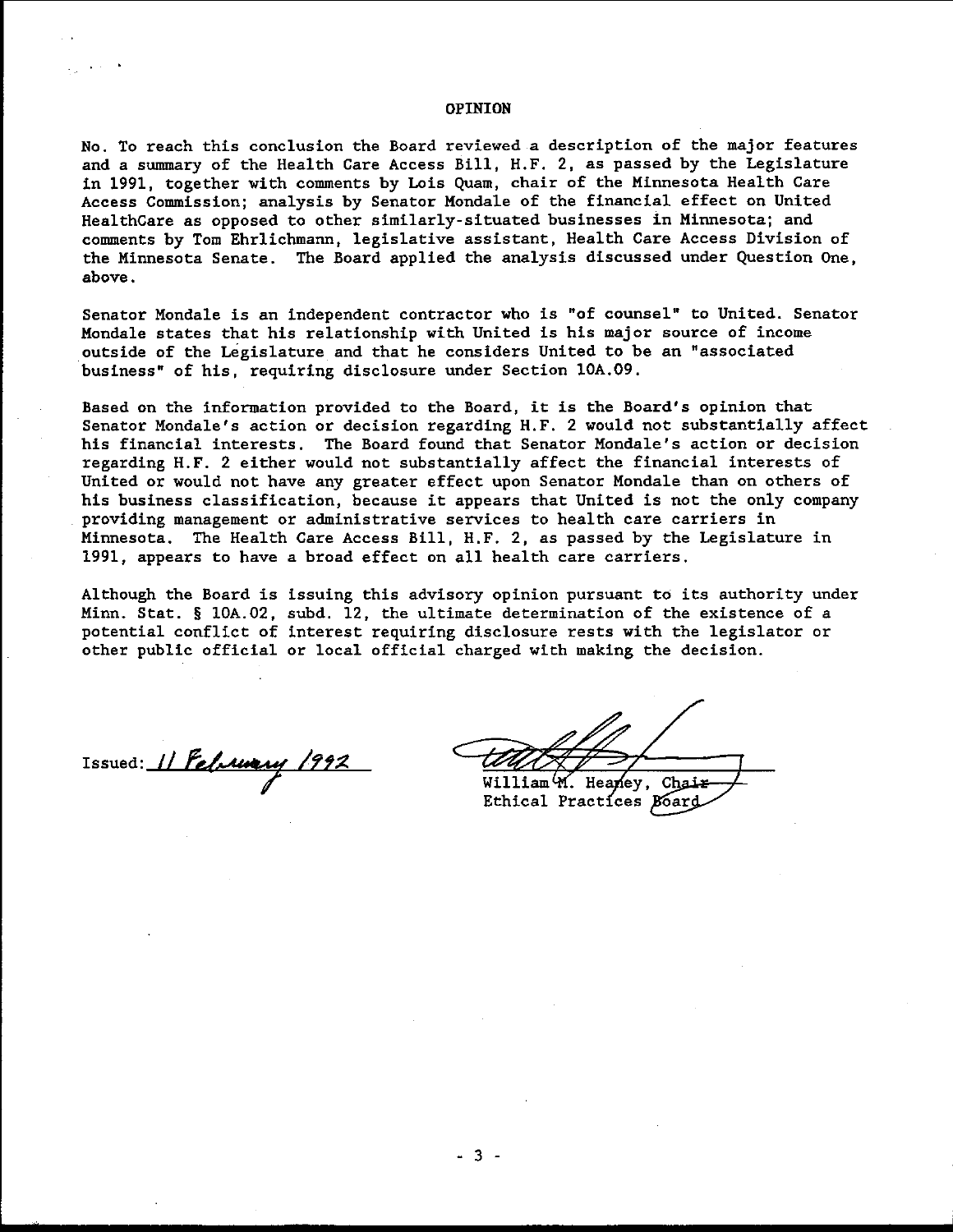## OPINION

No. To reach this conclusion the Board reviewed a description of the major features and a summary of the Health Care Access Bill, H.F. 2, as passed by the Legislature in 1991, together with comments by Lois Quam, chair of the Minnesota Health Care Access Commission; analysis by Senator Mondale of the financial effect on United HealthCare as opposed to other similarly-situated businesses in Minnesota; and comments by Tom Ehrlichmann, legislative assistant, Health Care Access Division of the Minnesota Senate. The Board applied the analysis discussed under Question One, above.

Senator Mondale is an independent contractor who is "of counsel" to United. Senator Mondale states that his relationship with United is his major source of income outside of the Legislature and that he considers United to be an "associated business" of his, requiring disclosure under Section 10A.09.

Based on the information provided to the Board, it is the Board's opinion that Senator Mondale's action or decision regarding H.F. 2 would not substantially affect his financial interests. The Board found that Senator Mondale's action or decision regarding H.F. 2 either would not substantially affect the financial interests of United or would not have any greater effect upon Senator Mondale than on others of his business classification, because it appears that United is not the only company providing management or administrative services to health care carriers in Minnesota. The Health Care Access Bill, H.F. 2, as passed by the Legislature in 1991, appears to have a broad effect on all health care carriers.

Although the Board is issuing this advisory opinion pursuant to its authority under Minn. Stat. § 10A.02, subd. 12, the ultimate determination of the existence of a potential conflict of interest requiring disclosure rests with the legislator or other public official or local official charged with making the decision.

Issued: *11 February 1992*

William M. Heaney, Chair
Ethical Practices Board